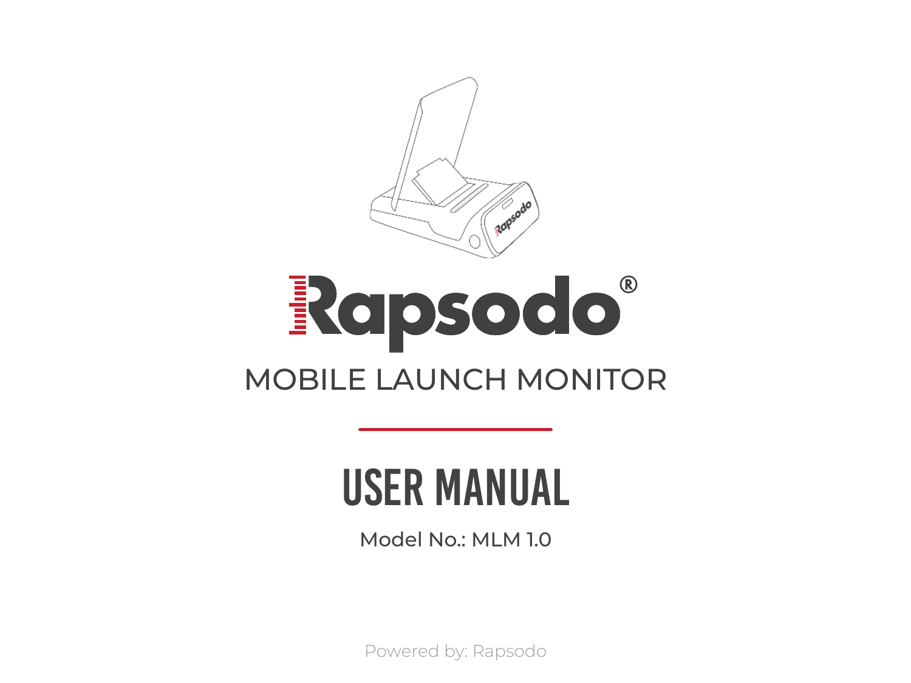# Rapsodo®

## MOBILE LAUNCH MONITOR

# USER MANUAL

Model No.: MLM 1.0

Powered by: Rapsodo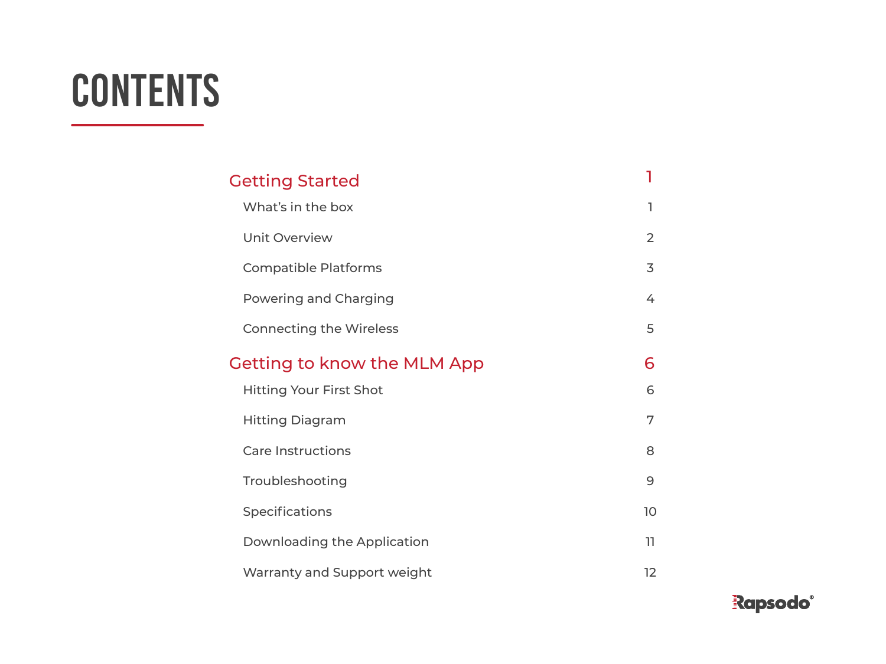# CONTENTS

| | |
|---|---|
| **Getting Started** | **1** |
| What's in the box | 1 |
| Unit Overview | 2 |
| Compatible Platforms | 3 |
| Powering and Charging | 4 |
| Connecting the Wireless | 5 |
| **Getting to know the MLM App** | **6** |
| Hitting Your First Shot | 6 |
| Hitting Diagram | 7 |
| Care Instructions | 8 |
| Troubleshooting | 9 |
| Specifications | 10 |
| Downloading the Application | 11 |
| Warranty and Support weight | 12 |

Rapsodo®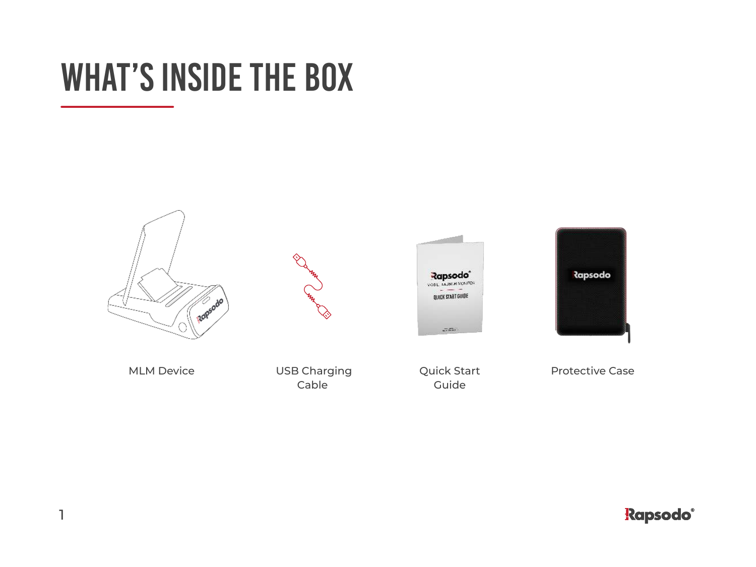# WHAT'S INSIDE THE BOX

MLM Device

USB Charging Cable

Quick Start Guide

Protective Case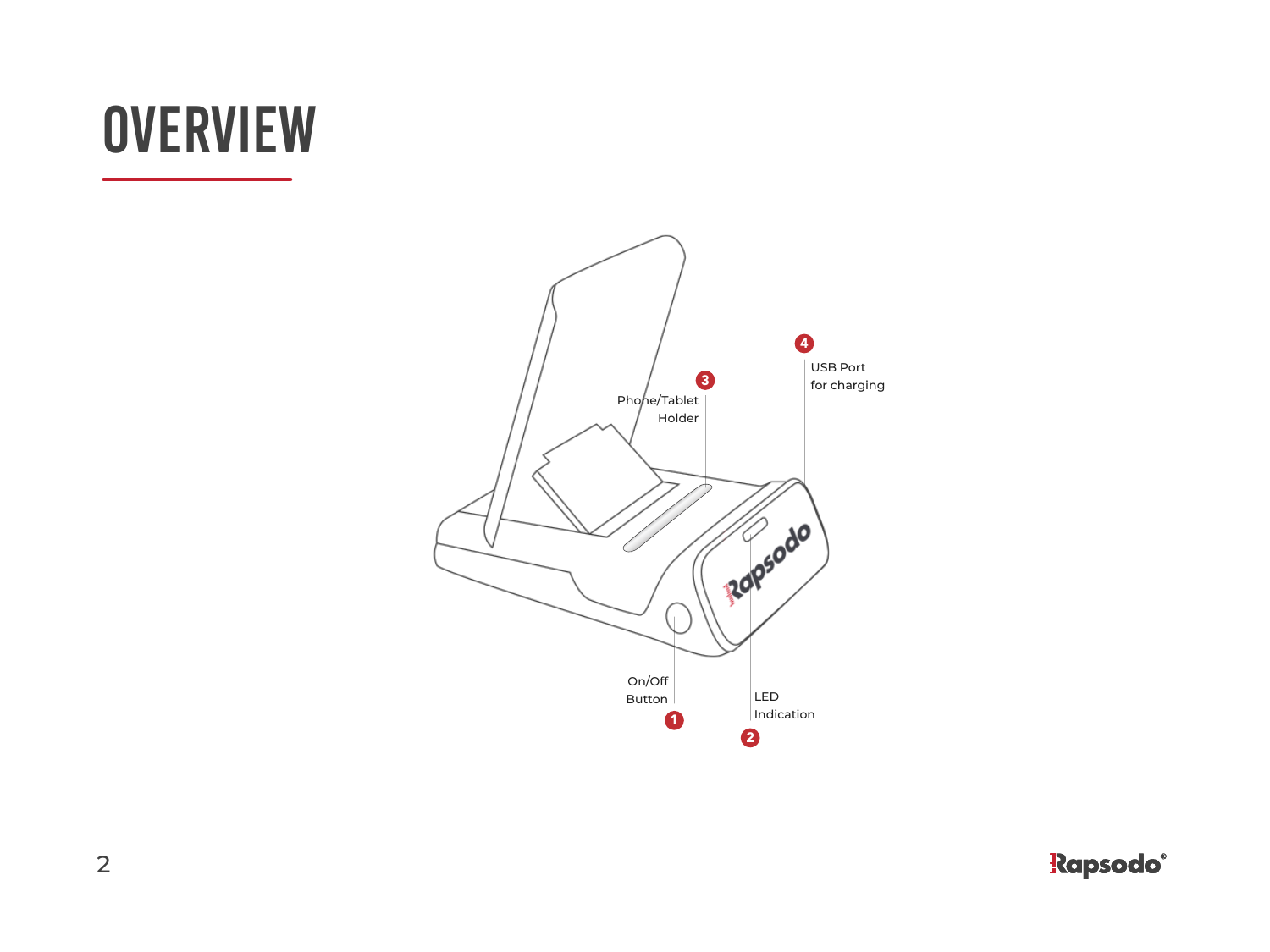# OVERVIEW

1. On/Off Button
2. LED Indication
3. Phone/Tablet Holder
4. USB Port for charging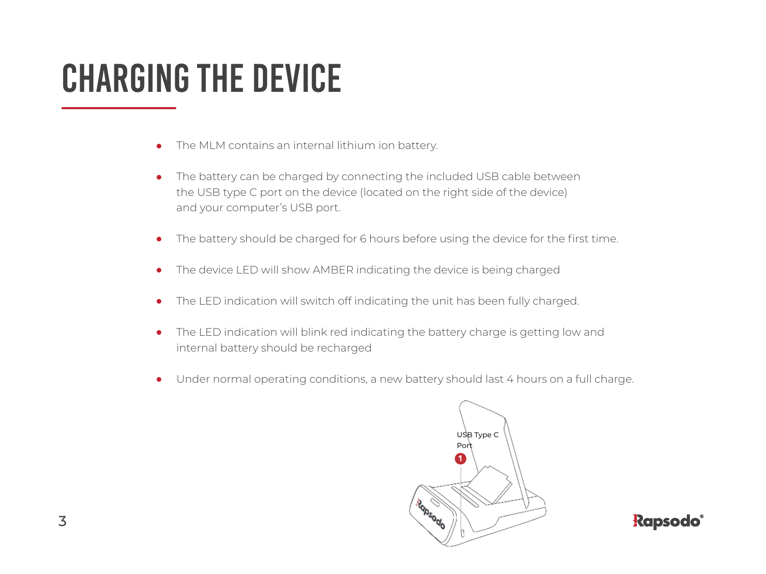# CHARGING THE DEVICE

- The MLM contains an internal lithium ion battery.
- The battery can be charged by connecting the included USB cable between the USB type C port on the device (located on the right side of the device) and your computer's USB port.
- The battery should be charged for 6 hours before using the device for the first time.
- The device LED will show AMBER indicating the device is being charged
- The LED indication will switch off indicating the unit has been fully charged.
- The LED indication will blink red indicating the battery charge is getting low and internal battery should be recharged
- Under normal operating conditions, a new battery should last 4 hours on a full charge.

USB Type C Port

1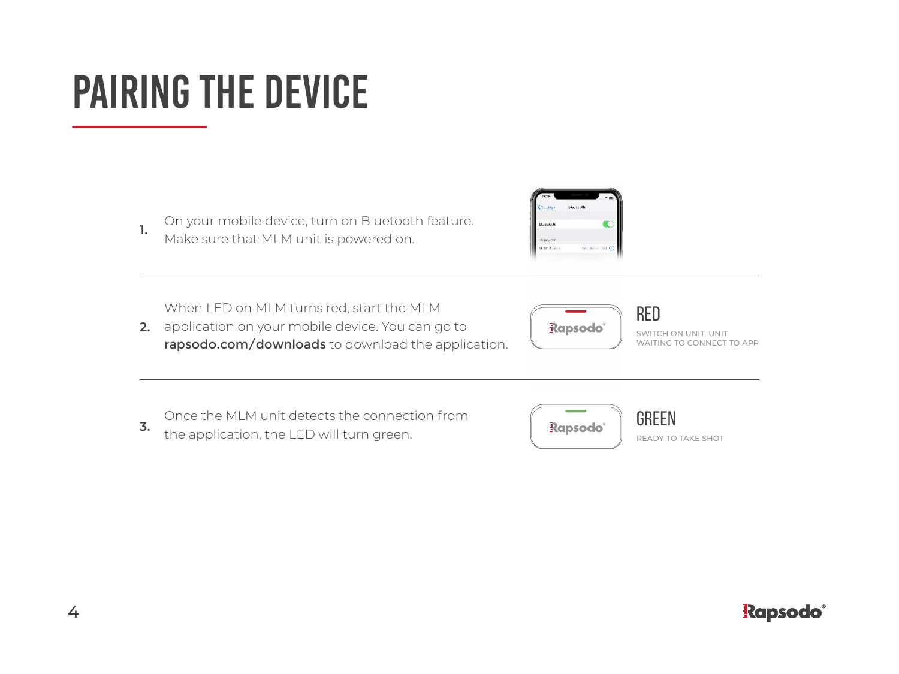# PAIRING THE DEVICE

1. On your mobile device, turn on Bluetooth feature. Make sure that MLM unit is powered on.

2. When LED on MLM turns red, start the MLM application on your mobile device. You can go to **rapsodo.com/downloads** to download the application.

   **RED**

   SWITCH ON UNIT. UNIT WAITING TO CONNECT TO APP

3. Once the MLM unit detects the connection from the application, the LED will turn green.

   **GREEN**

   READY TO TAKE SHOT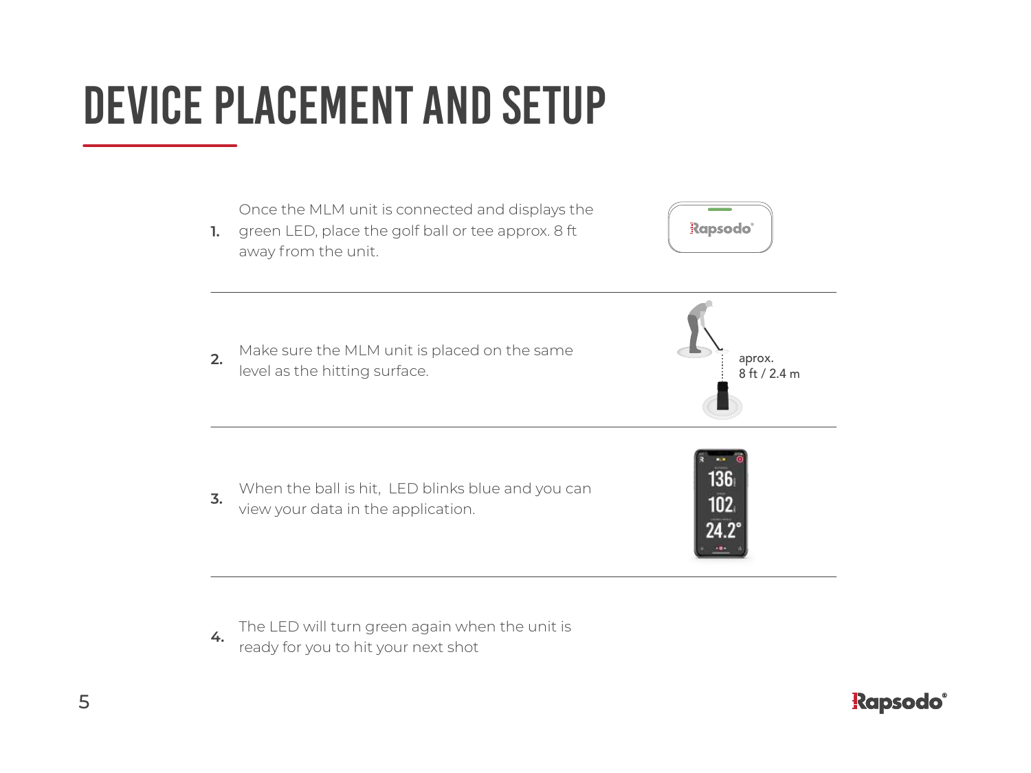# DEVICE PLACEMENT AND SETUP

1. Once the MLM unit is connected and displays the green LED, place the golf ball or tee approx. 8 ft away from the unit.

2. Make sure the MLM unit is placed on the same level as the hitting surface.

   aprox.
   8 ft / 2.4 m

3. When the ball is hit,  LED blinks blue and you can view your data in the application.

4. The LED will turn green again when the unit is ready for you to hit your next shot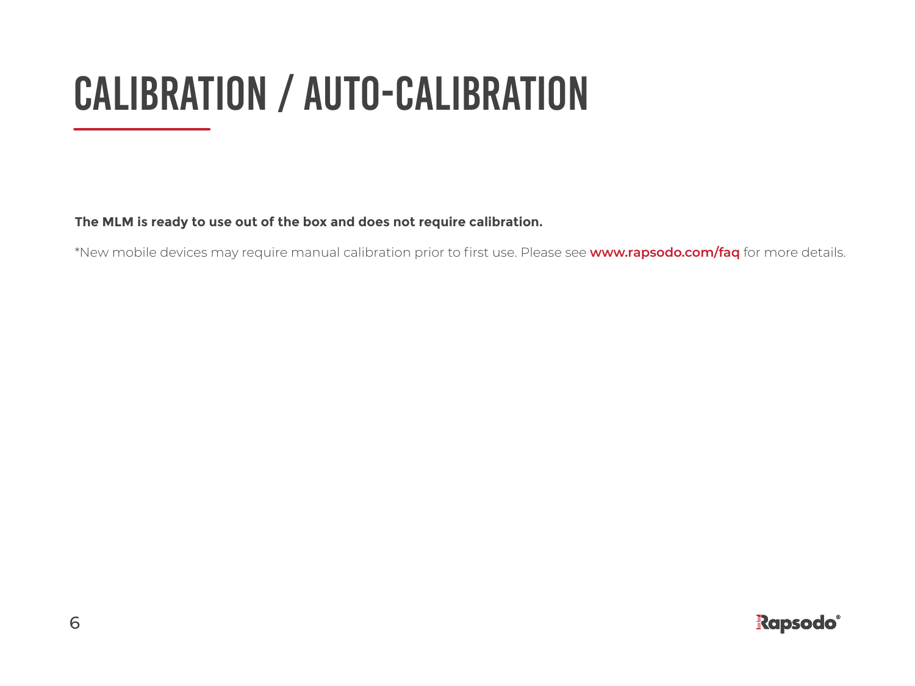# CALIBRATION / AUTO-CALIBRATION

**The MLM is ready to use out of the box and does not require calibration.**

*New mobile devices may require manual calibration prior to first use. Please see **www.rapsodo.com/faq** for more details.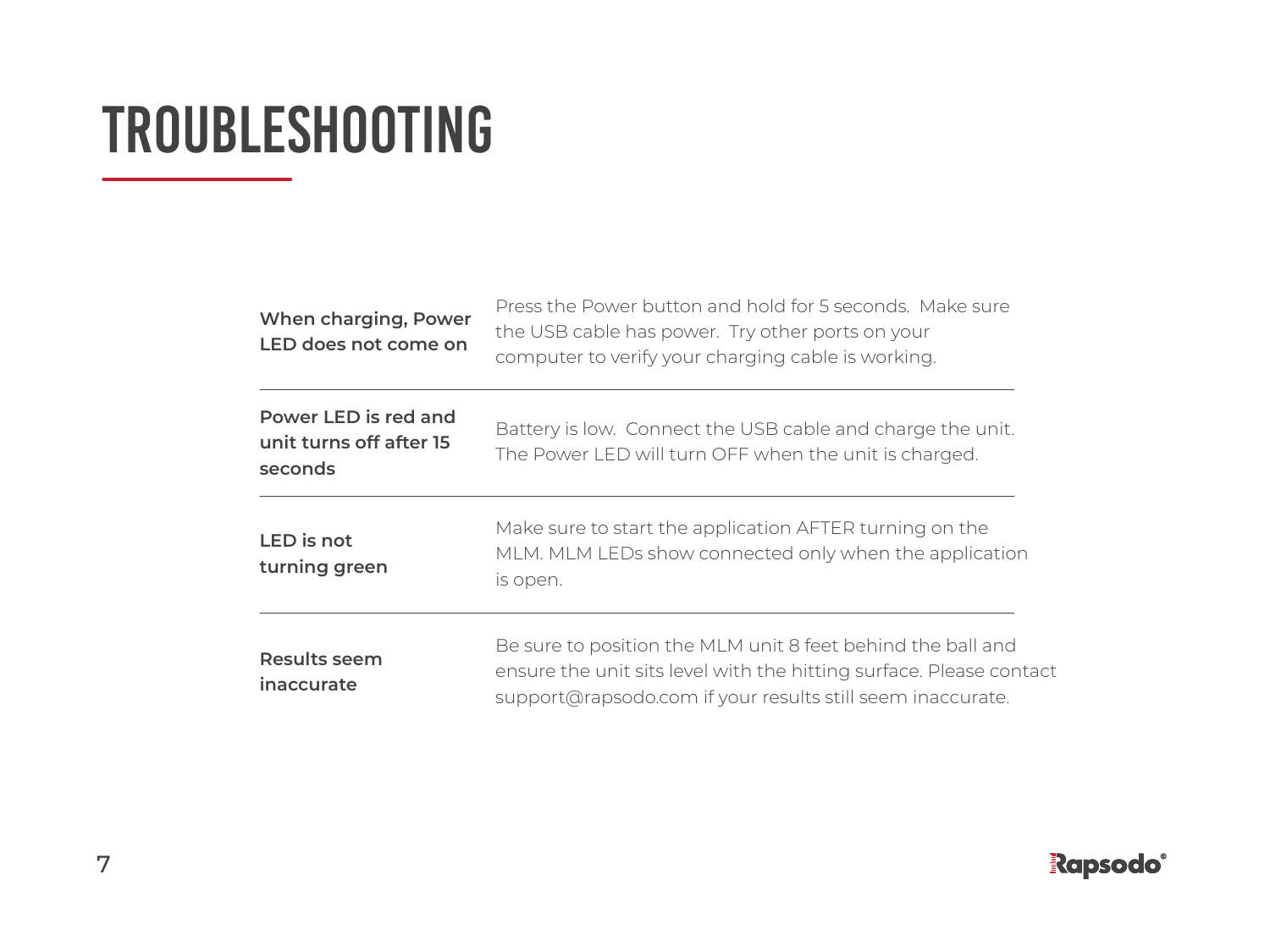# TROUBLESHOOTING

| | |
|---|---|
| **When charging, Power LED does not come on** | Press the Power button and hold for 5 seconds. Make sure the USB cable has power. Try other ports on your computer to verify your charging cable is working. |
| **Power LED is red and unit turns off after 15 seconds** | Battery is low. Connect the USB cable and charge the unit. The Power LED will turn OFF when the unit is charged. |
| **LED is not turning green** | Make sure to start the application AFTER turning on the MLM. MLM LEDs show connected only when the application is open. |
| **Results seem inaccurate** | Be sure to position the MLM unit 8 feet behind the ball and ensure the unit sits level with the hitting surface. Please contact support@rapsodo.com if your results still seem inaccurate. |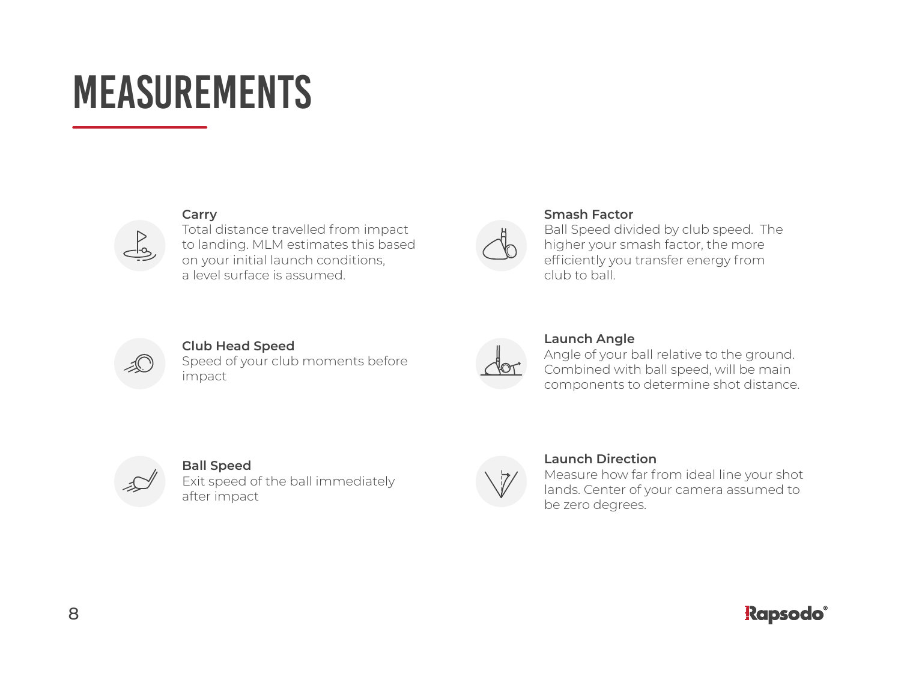# MEASUREMENTS

**Carry**
Total distance travelled from impact to landing. MLM estimates this based on your initial launch conditions, a level surface is assumed.

**Club Head Speed**
Speed of your club moments before impact

**Ball Speed**
Exit speed of the ball immediately after impact

**Smash Factor**
Ball Speed divided by club speed. The higher your smash factor, the more efficiently you transfer energy from club to ball.

**Launch Angle**
Angle of your ball relative to the ground. Combined with ball speed, will be main components to determine shot distance.

**Launch Direction**
Measure how far from ideal line your shot lands. Center of your camera assumed to be zero degrees.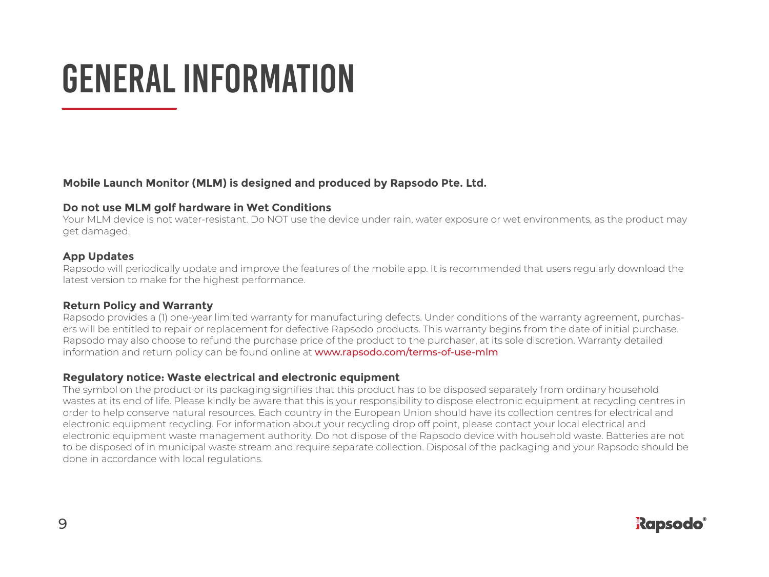# GENERAL INFORMATION

**Mobile Launch Monitor (MLM) is designed and produced by Rapsodo Pte. Ltd.**

**Do not use MLM golf hardware in Wet Conditions**
Your MLM device is not water-resistant. Do NOT use the device under rain, water exposure or wet environments, as the product may get damaged.

**App Updates**
Rapsodo will periodically update and improve the features of the mobile app. It is recommended that users regularly download the latest version to make for the highest performance.

**Return Policy and Warranty**
Rapsodo provides a (1) one-year limited warranty for manufacturing defects. Under conditions of the warranty agreement, purchasers will be entitled to repair or replacement for defective Rapsodo products. This warranty begins from the date of initial purchase. Rapsodo may also choose to refund the purchase price of the product to the purchaser, at its sole discretion. Warranty detailed information and return policy can be found online at www.rapsodo.com/terms-of-use-mlm

**Regulatory notice: Waste electrical and electronic equipment**
The symbol on the product or its packaging signifies that this product has to be disposed separately from ordinary household wastes at its end of life. Please kindly be aware that this is your responsibility to dispose electronic equipment at recycling centres in order to help conserve natural resources. Each country in the European Union should have its collection centres for electrical and electronic equipment recycling. For information about your recycling drop off point, please contact your local electrical and electronic equipment waste management authority. Do not dispose of the Rapsodo device with household waste. Batteries are not to be disposed of in municipal waste stream and require separate collection. Disposal of the packaging and your Rapsodo should be done in accordance with local regulations.